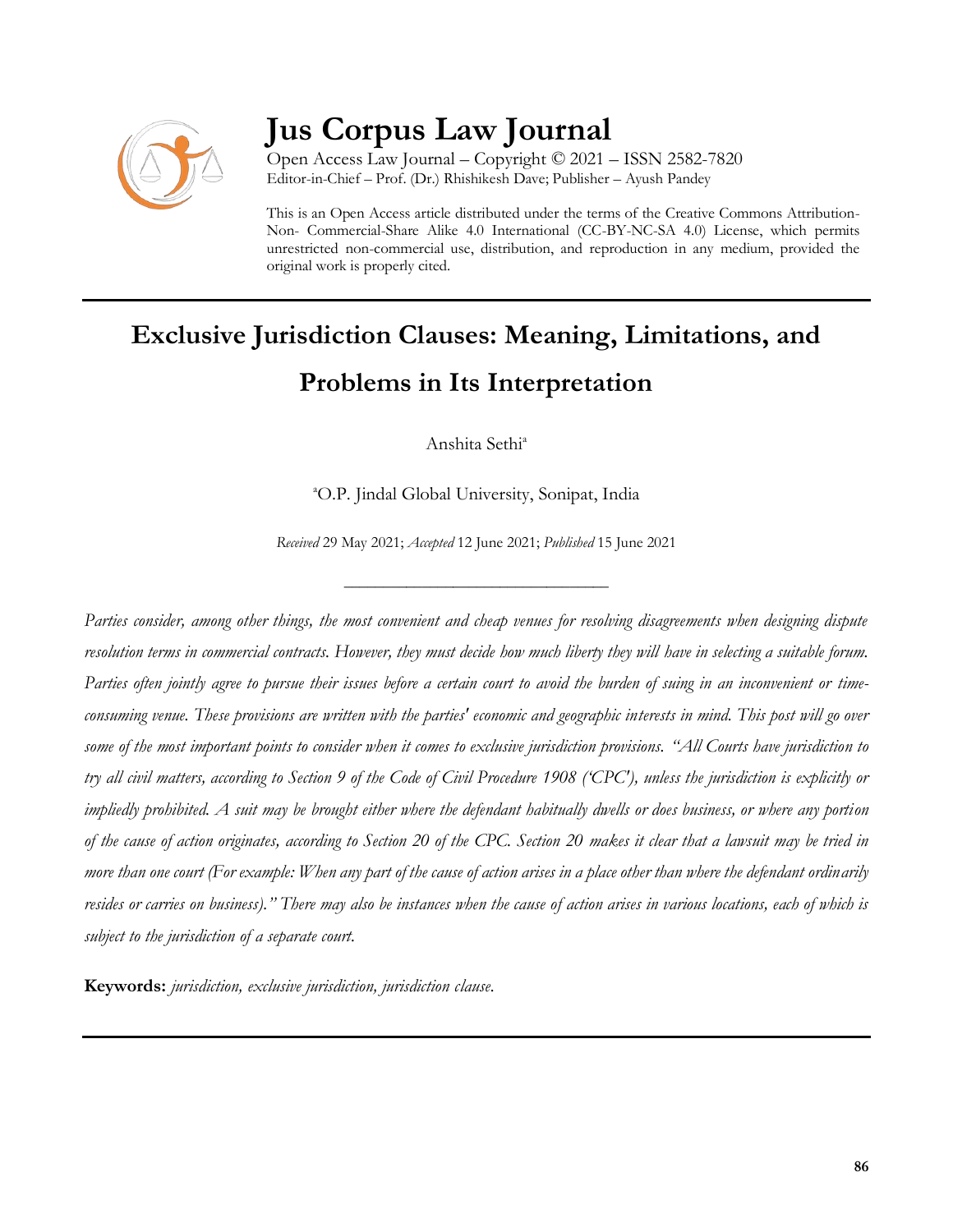# Jus Corpus Law Journal

Open Access Law Journal – Copyright © 2021 – ISSN 2582-7820
Editor-in-Chief – Prof. (Dr.) Rhishikesh Dave; Publisher – Ayush Pandey

This is an Open Access article distributed under the terms of the Creative Commons Attribution-Non- Commercial-Share Alike 4.0 International (CC-BY-NC-SA 4.0) License, which permits unrestricted non-commercial use, distribution, and reproduction in any medium, provided the original work is properly cited.

## Exclusive Jurisdiction Clauses: Meaning, Limitations, and Problems in Its Interpretation

Anshita Sethi[a]

[a]O.P. Jindal Global University, Sonipat, India

*Received* 29 May 2021; *Accepted* 12 June 2021; *Published* 15 June 2021

---

*Parties consider, among other things, the most convenient and cheap venues for resolving disagreements when designing dispute resolution terms in commercial contracts. However, they must decide how much liberty they will have in selecting a suitable forum. Parties often jointly agree to pursue their issues before a certain court to avoid the burden of suing in an inconvenient or time-consuming venue. These provisions are written with the parties' economic and geographic interests in mind. This post will go over some of the most important points to consider when it comes to exclusive jurisdiction provisions. "All Courts have jurisdiction to try all civil matters, according to Section 9 of the Code of Civil Procedure 1908 ('CPC'), unless the jurisdiction is explicitly or impliedly prohibited. A suit may be brought either where the defendant habitually dwells or does business, or where any portion of the cause of action originates, according to Section 20 of the CPC. Section 20 makes it clear that a lawsuit may be tried in more than one court (For example: When any part of the cause of action arises in a place other than where the defendant ordinarily resides or carries on business)." There may also be instances when the cause of action arises in various locations, each of which is subject to the jurisdiction of a separate court.*

**Keywords:** *jurisdiction, exclusive jurisdiction, jurisdiction clause.*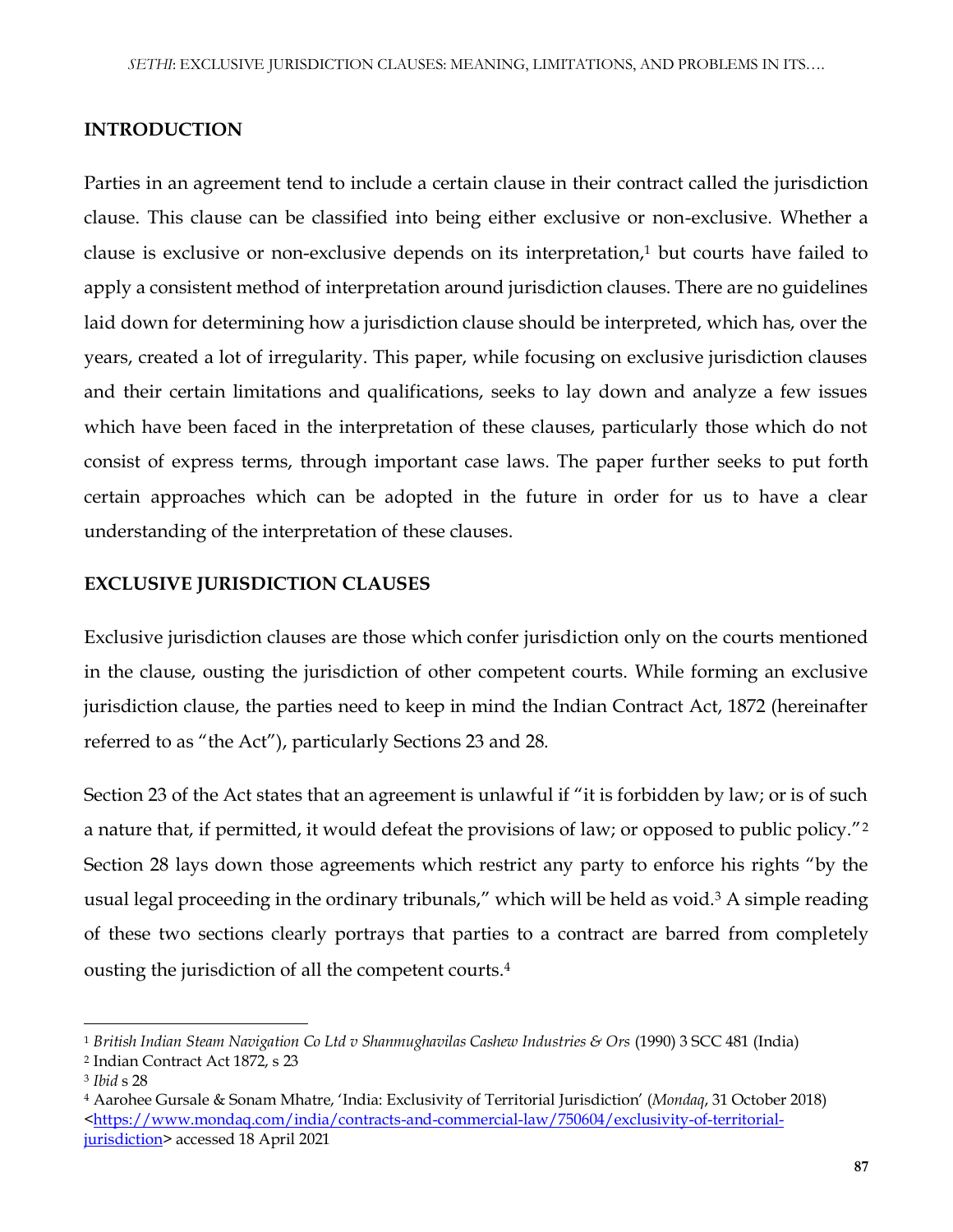## INTRODUCTION

Parties in an agreement tend to include a certain clause in their contract called the jurisdiction clause. This clause can be classified into being either exclusive or non-exclusive. Whether a clause is exclusive or non-exclusive depends on its interpretation,[1] but courts have failed to apply a consistent method of interpretation around jurisdiction clauses. There are no guidelines laid down for determining how a jurisdiction clause should be interpreted, which has, over the years, created a lot of irregularity. This paper, while focusing on exclusive jurisdiction clauses and their certain limitations and qualifications, seeks to lay down and analyze a few issues which have been faced in the interpretation of these clauses, particularly those which do not consist of express terms, through important case laws. The paper further seeks to put forth certain approaches which can be adopted in the future in order for us to have a clear understanding of the interpretation of these clauses.

## EXCLUSIVE JURISDICTION CLAUSES

Exclusive jurisdiction clauses are those which confer jurisdiction only on the courts mentioned in the clause, ousting the jurisdiction of other competent courts. While forming an exclusive jurisdiction clause, the parties need to keep in mind the Indian Contract Act, 1872 (hereinafter referred to as "the Act"), particularly Sections 23 and 28.

Section 23 of the Act states that an agreement is unlawful if "it is forbidden by law; or is of such a nature that, if permitted, it would defeat the provisions of law; or opposed to public policy."[2] Section 28 lays down those agreements which restrict any party to enforce his rights "by the usual legal proceeding in the ordinary tribunals," which will be held as void.[3] A simple reading of these two sections clearly portrays that parties to a contract are barred from completely ousting the jurisdiction of all the competent courts.[4]

---

[1] *British Indian Steam Navigation Co Ltd v Shanmughavilas Cashew Industries & Ors* (1990) 3 SCC 481 (India)

[2] Indian Contract Act 1872, s 23

[3] *Ibid* s 28

[4] Aarohee Gursale & Sonam Mhatre, 'India: Exclusivity of Territorial Jurisdiction' (*Mondaq*, 31 October 2018) <https://www.mondaq.com/india/contracts-and-commercial-law/750604/exclusivity-of-territorial-jurisdiction> accessed 18 April 2021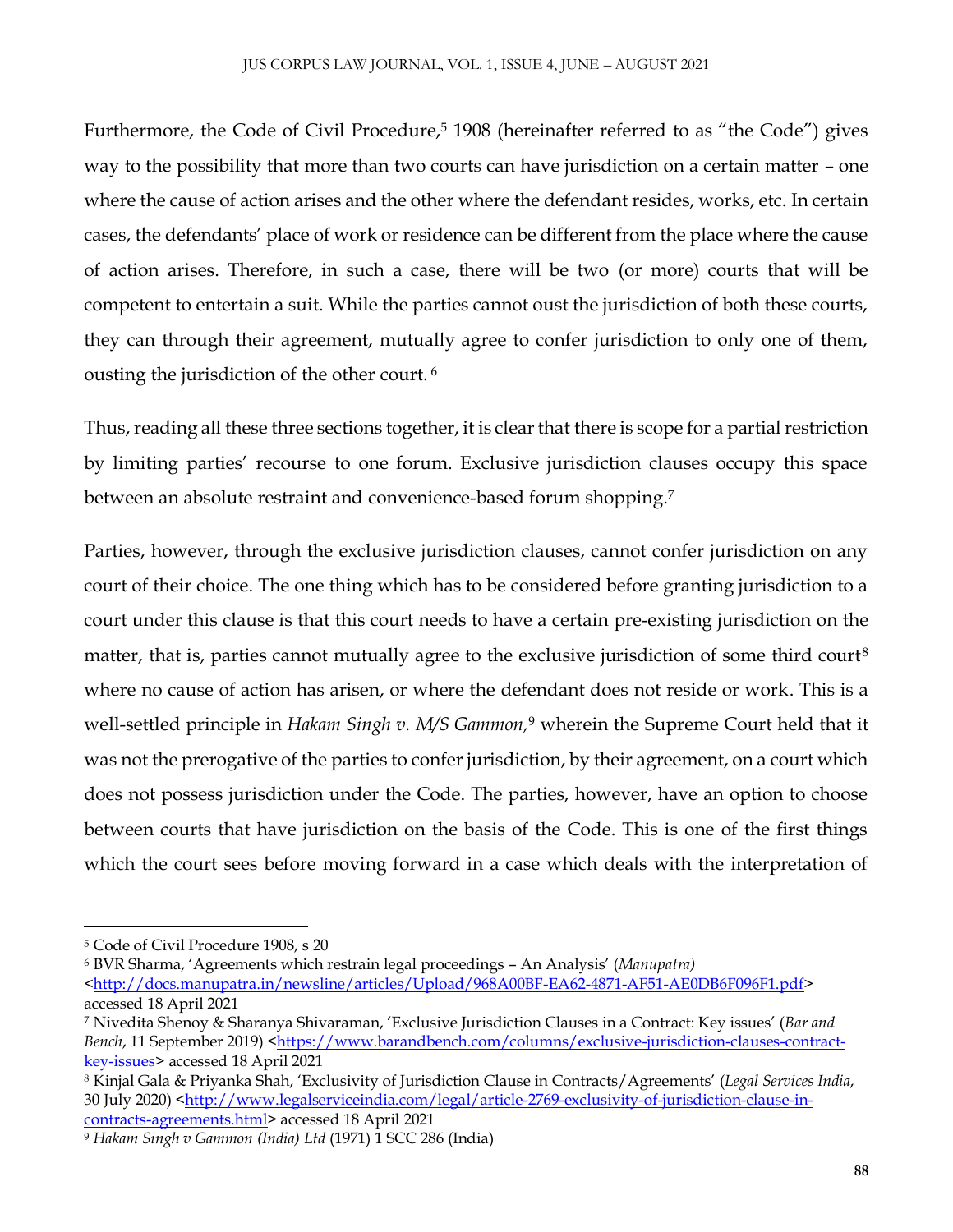Furthermore, the Code of Civil Procedure,[5] 1908 (hereinafter referred to as "the Code") gives way to the possibility that more than two courts can have jurisdiction on a certain matter – one where the cause of action arises and the other where the defendant resides, works, etc. In certain cases, the defendants' place of work or residence can be different from the place where the cause of action arises. Therefore, in such a case, there will be two (or more) courts that will be competent to entertain a suit. While the parties cannot oust the jurisdiction of both these courts, they can through their agreement, mutually agree to confer jurisdiction to only one of them, ousting the jurisdiction of the other court. [6]

Thus, reading all these three sections together, it is clear that there is scope for a partial restriction by limiting parties' recourse to one forum. Exclusive jurisdiction clauses occupy this space between an absolute restraint and convenience-based forum shopping.[7]

Parties, however, through the exclusive jurisdiction clauses, cannot confer jurisdiction on any court of their choice. The one thing which has to be considered before granting jurisdiction to a court under this clause is that this court needs to have a certain pre-existing jurisdiction on the matter, that is, parties cannot mutually agree to the exclusive jurisdiction of some third court[8] where no cause of action has arisen, or where the defendant does not reside or work. This is a well-settled principle in *Hakam Singh v. M/S Gammon,*[9] wherein the Supreme Court held that it was not the prerogative of the parties to confer jurisdiction, by their agreement, on a court which does not possess jurisdiction under the Code. The parties, however, have an option to choose between courts that have jurisdiction on the basis of the Code. This is one of the first things which the court sees before moving forward in a case which deals with the interpretation of

---

[5] Code of Civil Procedure 1908, s 20

[6] BVR Sharma, 'Agreements which restrain legal proceedings – An Analysis' (*Manupatra)* <http://docs.manupatra.in/newsline/articles/Upload/968A00BF-EA62-4871-AF51-AE0DB6F096F1.pdf> accessed 18 April 2021

[7] Nivedita Shenoy & Sharanya Shivaraman, 'Exclusive Jurisdiction Clauses in a Contract: Key issues' (*Bar and Bench*, 11 September 2019) <https://www.barandbench.com/columns/exclusive-jurisdiction-clauses-contract-key-issues> accessed 18 April 2021

[8] Kinjal Gala & Priyanka Shah, 'Exclusivity of Jurisdiction Clause in Contracts/Agreements' (*Legal Services India*, 30 July 2020) <http://www.legalserviceindia.com/legal/article-2769-exclusivity-of-jurisdiction-clause-in-contracts-agreements.html> accessed 18 April 2021

[9] *Hakam Singh v Gammon (India) Ltd* (1971) 1 SCC 286 (India)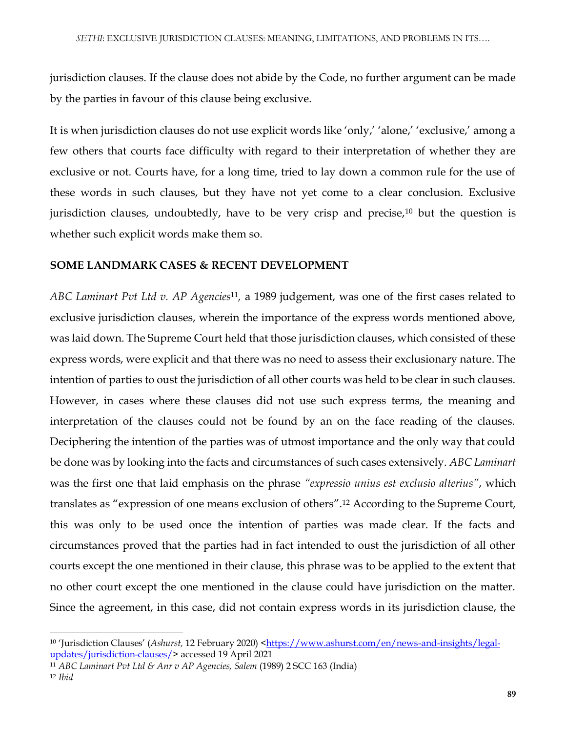jurisdiction clauses. If the clause does not abide by the Code, no further argument can be made by the parties in favour of this clause being exclusive.

It is when jurisdiction clauses do not use explicit words like 'only,' 'alone,' 'exclusive,' among a few others that courts face difficulty with regard to their interpretation of whether they are exclusive or not. Courts have, for a long time, tried to lay down a common rule for the use of these words in such clauses, but they have not yet come to a clear conclusion. Exclusive jurisdiction clauses, undoubtedly, have to be very crisp and precise,[10] but the question is whether such explicit words make them so.

## SOME LANDMARK CASES & RECENT DEVELOPMENT

*ABC Laminart Pvt Ltd v. AP Agencies*[11], a 1989 judgement, was one of the first cases related to exclusive jurisdiction clauses, wherein the importance of the express words mentioned above, was laid down. The Supreme Court held that those jurisdiction clauses, which consisted of these express words, were explicit and that there was no need to assess their exclusionary nature. The intention of parties to oust the jurisdiction of all other courts was held to be clear in such clauses. However, in cases where these clauses did not use such express terms, the meaning and interpretation of the clauses could not be found by an on the face reading of the clauses. Deciphering the intention of the parties was of utmost importance and the only way that could be done was by looking into the facts and circumstances of such cases extensively. *ABC Laminart* was the first one that laid emphasis on the phrase *"expressio unius est exclusio alterius"*, which translates as "expression of one means exclusion of others".[12] According to the Supreme Court, this was only to be used once the intention of parties was made clear. If the facts and circumstances proved that the parties had in fact intended to oust the jurisdiction of all other courts except the one mentioned in their clause, this phrase was to be applied to the extent that no other court except the one mentioned in the clause could have jurisdiction on the matter. Since the agreement, in this case, did not contain express words in its jurisdiction clause, the

---

[10] 'Jurisdiction Clauses' (*Ashurst,* 12 February 2020) <https://www.ashurst.com/en/news-and-insights/legal-updates/jurisdiction-clauses/> accessed 19 April 2021

[11] *ABC Laminart Pvt Ltd & Anr v AP Agencies, Salem* (1989) 2 SCC 163 (India)

[12] *Ibid*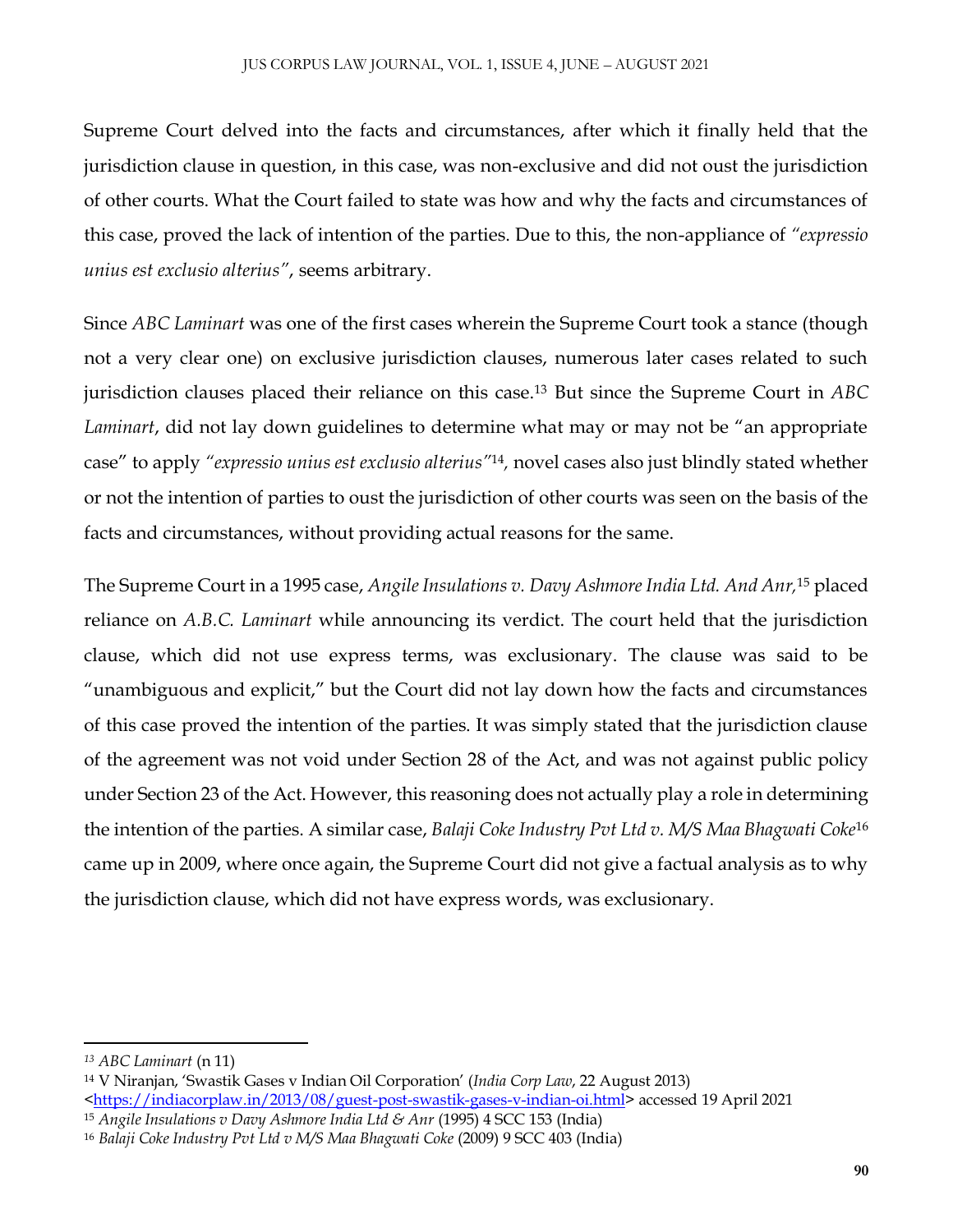Supreme Court delved into the facts and circumstances, after which it finally held that the jurisdiction clause in question, in this case, was non-exclusive and did not oust the jurisdiction of other courts. What the Court failed to state was how and why the facts and circumstances of this case, proved the lack of intention of the parties. Due to this, the non-appliance of *"expressio unius est exclusio alterius"*, seems arbitrary.

Since *ABC Laminart* was one of the first cases wherein the Supreme Court took a stance (though not a very clear one) on exclusive jurisdiction clauses, numerous later cases related to such jurisdiction clauses placed their reliance on this case.[13] But since the Supreme Court in *ABC Laminart*, did not lay down guidelines to determine what may or may not be "an appropriate case" to apply *"expressio unius est exclusio alterius"*[14], novel cases also just blindly stated whether or not the intention of parties to oust the jurisdiction of other courts was seen on the basis of the facts and circumstances, without providing actual reasons for the same.

The Supreme Court in a 1995 case, *Angile Insulations v. Davy Ashmore India Ltd. And Anr,*[15] placed reliance on *A.B.C. Laminart* while announcing its verdict. The court held that the jurisdiction clause, which did not use express terms, was exclusionary. The clause was said to be "unambiguous and explicit," but the Court did not lay down how the facts and circumstances of this case proved the intention of the parties. It was simply stated that the jurisdiction clause of the agreement was not void under Section 28 of the Act, and was not against public policy under Section 23 of the Act. However, this reasoning does not actually play a role in determining the intention of the parties. A similar case, *Balaji Coke Industry Pvt Ltd v. M/S Maa Bhagwati Coke*[16] came up in 2009, where once again, the Supreme Court did not give a factual analysis as to why the jurisdiction clause, which did not have express words, was exclusionary.

---

[13] *ABC Laminart* (n 11)

[14] V Niranjan, 'Swastik Gases v Indian Oil Corporation' (*India Corp Law*, 22 August 2013) <https://indiacorplaw.in/2013/08/guest-post-swastik-gases-v-indian-oi.html> accessed 19 April 2021

[15] *Angile Insulations v Davy Ashmore India Ltd & Anr* (1995) 4 SCC 153 (India)

[16] *Balaji Coke Industry Pvt Ltd v M/S Maa Bhagwati Coke* (2009) 9 SCC 403 (India)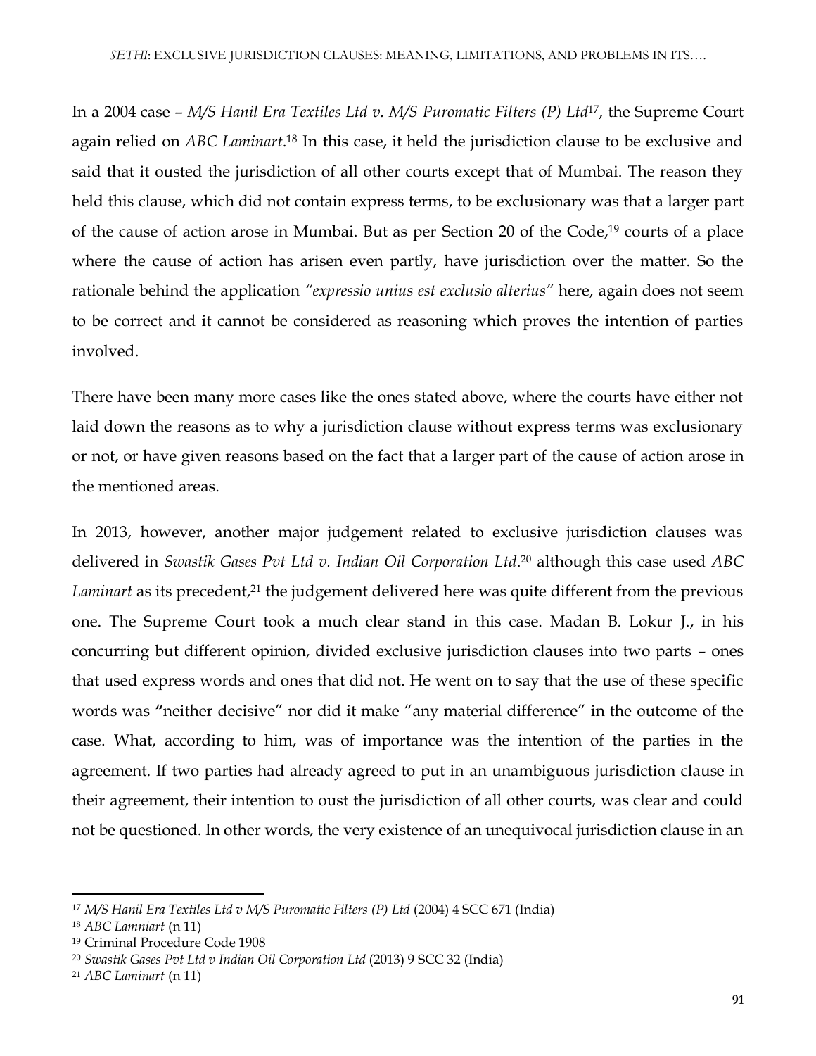In a 2004 case – *M/S Hanil Era Textiles Ltd v. M/S Puromatic Filters (P) Ltd*[17], the Supreme Court again relied on *ABC Laminart*.[18] In this case, it held the jurisdiction clause to be exclusive and said that it ousted the jurisdiction of all other courts except that of Mumbai. The reason they held this clause, which did not contain express terms, to be exclusionary was that a larger part of the cause of action arose in Mumbai. But as per Section 20 of the Code,[19] courts of a place where the cause of action has arisen even partly, have jurisdiction over the matter. So the rationale behind the application *"expressio unius est exclusio alterius"* here, again does not seem to be correct and it cannot be considered as reasoning which proves the intention of parties involved.

There have been many more cases like the ones stated above, where the courts have either not laid down the reasons as to why a jurisdiction clause without express terms was exclusionary or not, or have given reasons based on the fact that a larger part of the cause of action arose in the mentioned areas.

In 2013, however, another major judgement related to exclusive jurisdiction clauses was delivered in *Swastik Gases Pvt Ltd v. Indian Oil Corporation Ltd*.[20] although this case used *ABC Laminart* as its precedent,[21] the judgement delivered here was quite different from the previous one. The Supreme Court took a much clear stand in this case. Madan B. Lokur J., in his concurring but different opinion, divided exclusive jurisdiction clauses into two parts – ones that used express words and ones that did not. He went on to say that the use of these specific words was **"**neither decisive" nor did it make "any material difference" in the outcome of the case. What, according to him, was of importance was the intention of the parties in the agreement. If two parties had already agreed to put in an unambiguous jurisdiction clause in their agreement, their intention to oust the jurisdiction of all other courts, was clear and could not be questioned. In other words, the very existence of an unequivocal jurisdiction clause in an

---

[17] *M/S Hanil Era Textiles Ltd v M/S Puromatic Filters (P) Ltd* (2004) 4 SCC 671 (India)

[18] *ABC Lamniart* (n 11)

[19] Criminal Procedure Code 1908

[20] *Swastik Gases Pvt Ltd v Indian Oil Corporation Ltd* (2013) 9 SCC 32 (India)

[21] *ABC Laminart* (n 11)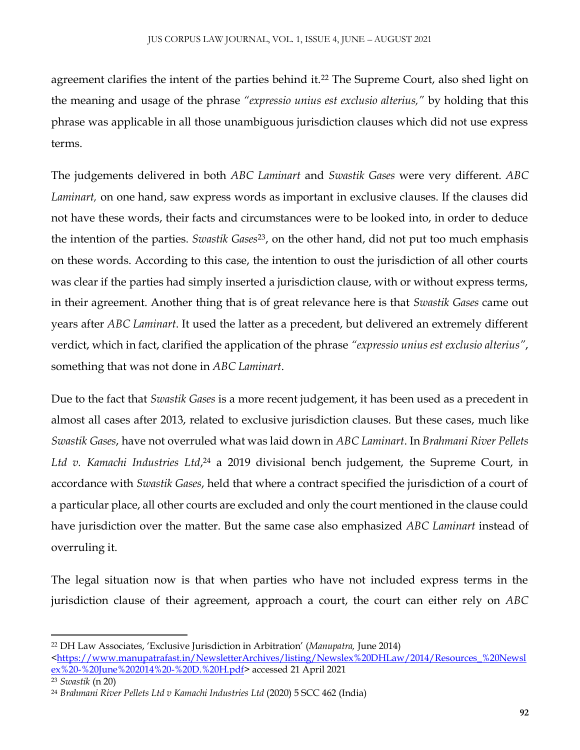agreement clarifies the intent of the parties behind it.[22] The Supreme Court, also shed light on the meaning and usage of the phrase *"expressio unius est exclusio alterius,"* by holding that this phrase was applicable in all those unambiguous jurisdiction clauses which did not use express terms.

The judgements delivered in both *ABC Laminart* and *Swastik Gases* were very different. *ABC Laminart,* on one hand, saw express words as important in exclusive clauses. If the clauses did not have these words, their facts and circumstances were to be looked into, in order to deduce the intention of the parties. *Swastik Gases*[23], on the other hand, did not put too much emphasis on these words. According to this case, the intention to oust the jurisdiction of all other courts was clear if the parties had simply inserted a jurisdiction clause, with or without express terms, in their agreement. Another thing that is of great relevance here is that *Swastik Gases* came out years after *ABC Laminart*. It used the latter as a precedent, but delivered an extremely different verdict, which in fact, clarified the application of the phrase *"expressio unius est exclusio alterius"*, something that was not done in *ABC Laminart*.

Due to the fact that *Swastik Gases* is a more recent judgement, it has been used as a precedent in almost all cases after 2013, related to exclusive jurisdiction clauses. But these cases, much like *Swastik Gases*, have not overruled what was laid down in *ABC Laminart*. In *Brahmani River Pellets Ltd v. Kamachi Industries Ltd*,[24] a 2019 divisional bench judgement, the Supreme Court, in accordance with *Swastik Gases*, held that where a contract specified the jurisdiction of a court of a particular place, all other courts are excluded and only the court mentioned in the clause could have jurisdiction over the matter. But the same case also emphasized *ABC Laminart* instead of overruling it.

The legal situation now is that when parties who have not included express terms in the jurisdiction clause of their agreement, approach a court, the court can either rely on *ABC*

---

[22] DH Law Associates, 'Exclusive Jurisdiction in Arbitration' (*Manupatra,* June 2014) <https://www.manupatrafast.in/NewsletterArchives/listing/Newslex%20DHLaw/2014/Resources_%20Newslex%20-%20June%202014%20-%20D.%20H.pdf> accessed 21 April 2021

[23] *Swastik* (n 20)

[24] *Brahmani River Pellets Ltd v Kamachi Industries Ltd* (2020) 5 SCC 462 (India)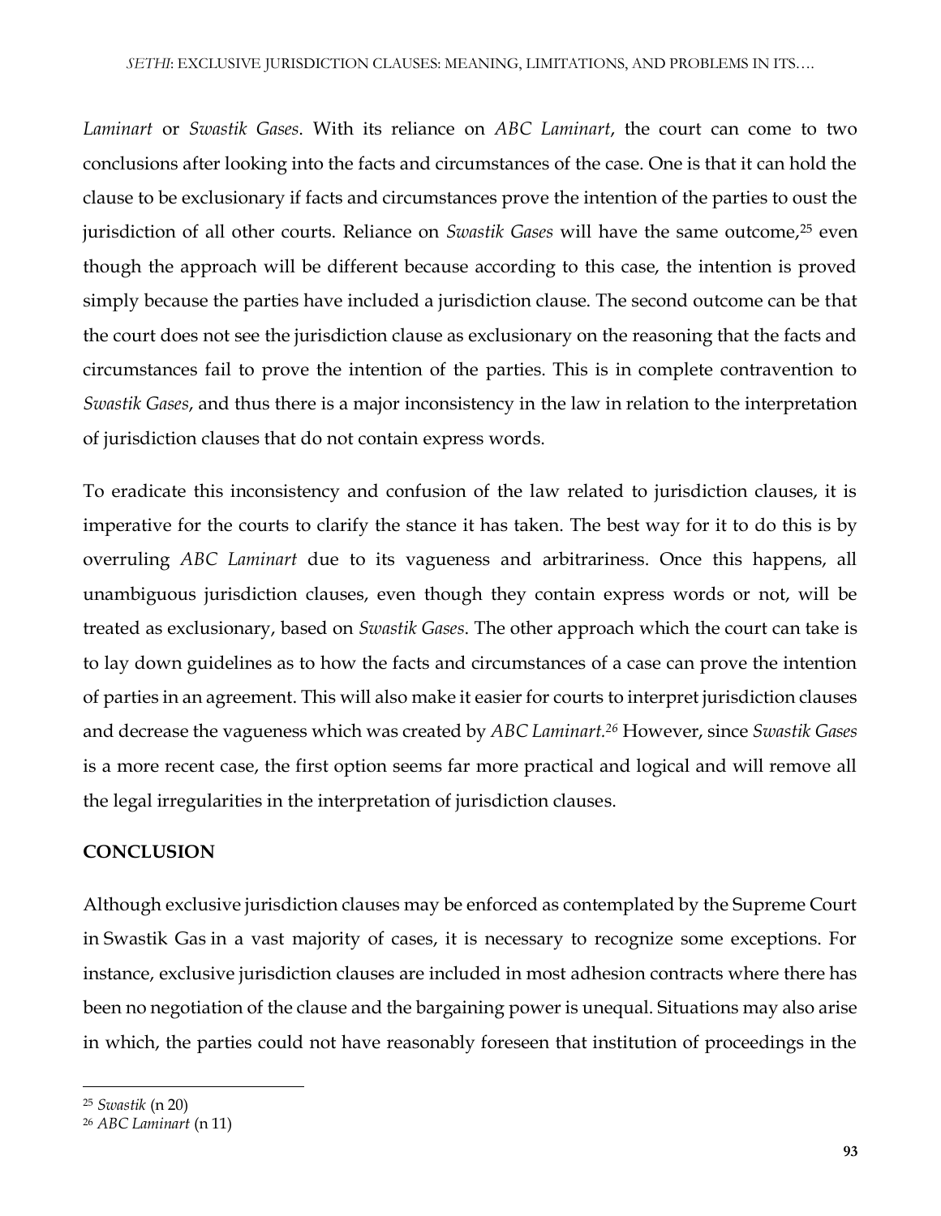*Laminart* or *Swastik Gases*. With its reliance on *ABC Laminart*, the court can come to two conclusions after looking into the facts and circumstances of the case. One is that it can hold the clause to be exclusionary if facts and circumstances prove the intention of the parties to oust the jurisdiction of all other courts. Reliance on *Swastik Gases* will have the same outcome,[25] even though the approach will be different because according to this case, the intention is proved simply because the parties have included a jurisdiction clause. The second outcome can be that the court does not see the jurisdiction clause as exclusionary on the reasoning that the facts and circumstances fail to prove the intention of the parties. This is in complete contravention to *Swastik Gases*, and thus there is a major inconsistency in the law in relation to the interpretation of jurisdiction clauses that do not contain express words.

To eradicate this inconsistency and confusion of the law related to jurisdiction clauses, it is imperative for the courts to clarify the stance it has taken. The best way for it to do this is by overruling *ABC Laminart* due to its vagueness and arbitrariness. Once this happens, all unambiguous jurisdiction clauses, even though they contain express words or not, will be treated as exclusionary, based on *Swastik Gases*. The other approach which the court can take is to lay down guidelines as to how the facts and circumstances of a case can prove the intention of parties in an agreement. This will also make it easier for courts to interpret jurisdiction clauses and decrease the vagueness which was created by *ABC Laminart.*[26] However, since *Swastik Gases* is a more recent case, the first option seems far more practical and logical and will remove all the legal irregularities in the interpretation of jurisdiction clauses.

## CONCLUSION

Although exclusive jurisdiction clauses may be enforced as contemplated by the Supreme Court in Swastik Gas in a vast majority of cases, it is necessary to recognize some exceptions. For instance, exclusive jurisdiction clauses are included in most adhesion contracts where there has been no negotiation of the clause and the bargaining power is unequal. Situations may also arise in which, the parties could not have reasonably foreseen that institution of proceedings in the

---

[25] *Swastik* (n 20)

[26] *ABC Laminart* (n 11)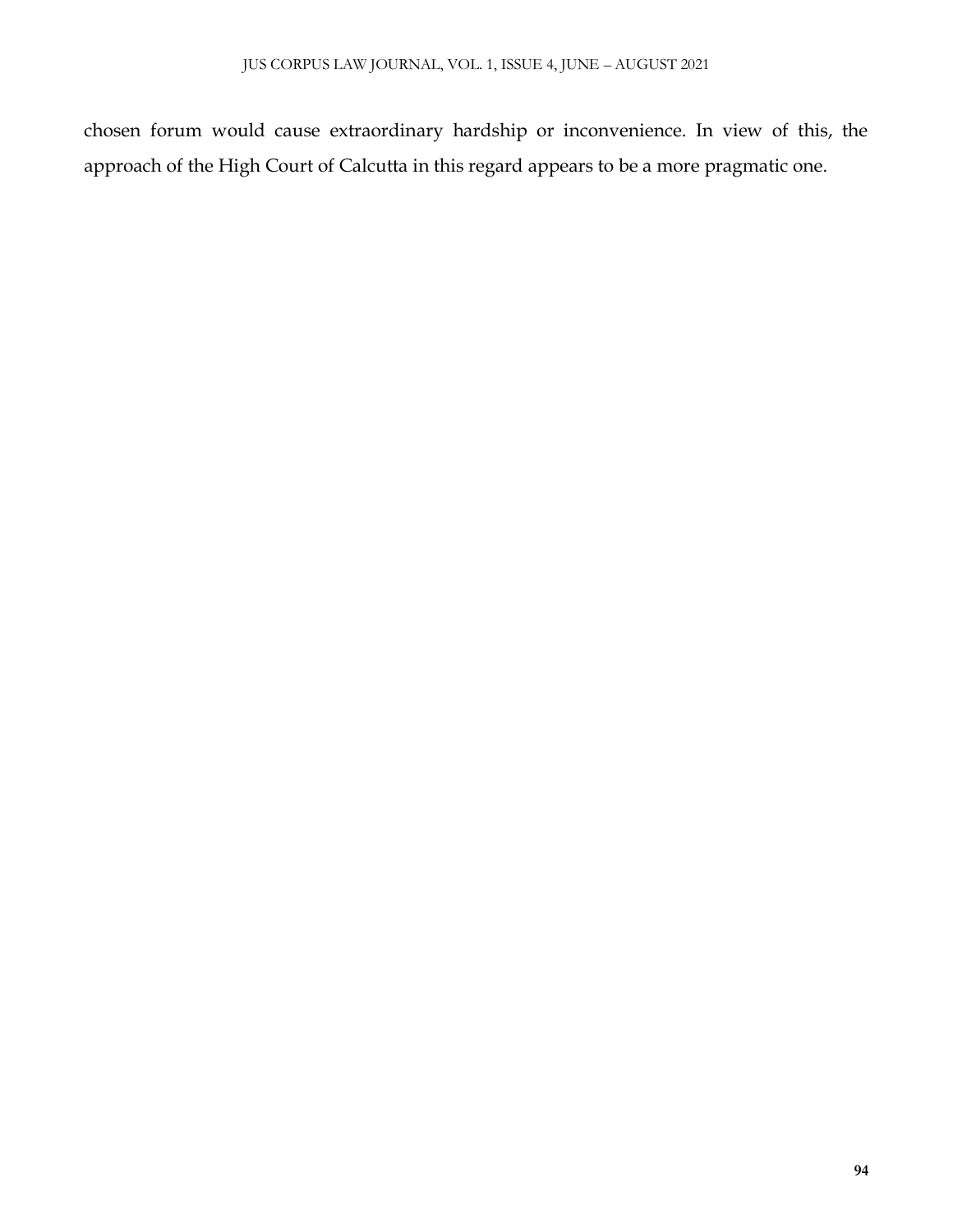chosen forum would cause extraordinary hardship or inconvenience. In view of this, the approach of the High Court of Calcutta in this regard appears to be a more pragmatic one.